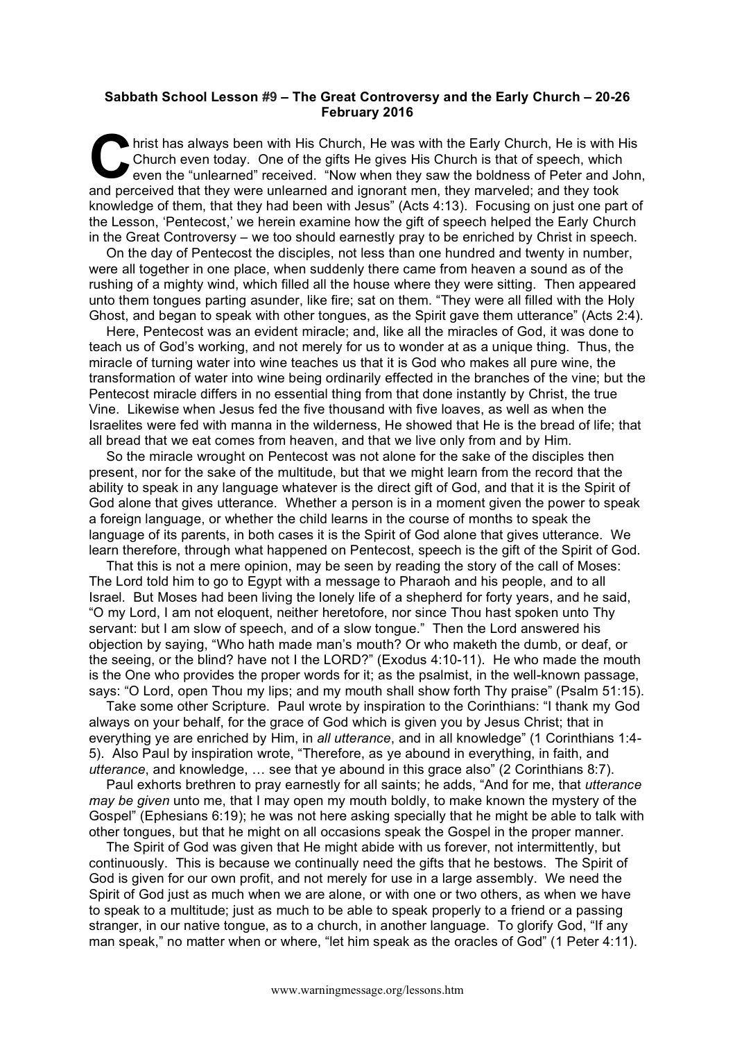**Sabbath School Lesson #9 – The Great Controversy and the Early Church – 20-26 February 2016**

Christ has always been with His Church, He was with the Early Church, He is with His Church even today. One of the gifts He gives His Church is that of speech, which even the "unlearned" received. "Now when they saw the boldness of Peter and John, and perceived that they were unlearned and ignorant men, they marveled; and they took knowledge of them, that they had been with Jesus" (Acts 4:13). Focusing on just one part of the Lesson, 'Pentecost,' we herein examine how the gift of speech helped the Early Church in the Great Controversy – we too should earnestly pray to be enriched by Christ in speech.

On the day of Pentecost the disciples, not less than one hundred and twenty in number, were all together in one place, when suddenly there came from heaven a sound as of the rushing of a mighty wind, which filled all the house where they were sitting. Then appeared unto them tongues parting asunder, like fire; sat on them. "They were all filled with the Holy Ghost, and began to speak with other tongues, as the Spirit gave them utterance" (Acts 2:4).

Here, Pentecost was an evident miracle; and, like all the miracles of God, it was done to teach us of God's working, and not merely for us to wonder at as a unique thing. Thus, the miracle of turning water into wine teaches us that it is God who makes all pure wine, the transformation of water into wine being ordinarily effected in the branches of the vine; but the Pentecost miracle differs in no essential thing from that done instantly by Christ, the true Vine. Likewise when Jesus fed the five thousand with five loaves, as well as when the Israelites were fed with manna in the wilderness, He showed that He is the bread of life; that all bread that we eat comes from heaven, and that we live only from and by Him.

So the miracle wrought on Pentecost was not alone for the sake of the disciples then present, nor for the sake of the multitude, but that we might learn from the record that the ability to speak in any language whatever is the direct gift of God, and that it is the Spirit of God alone that gives utterance. Whether a person is in a moment given the power to speak a foreign language, or whether the child learns in the course of months to speak the language of its parents, in both cases it is the Spirit of God alone that gives utterance. We learn therefore, through what happened on Pentecost, speech is the gift of the Spirit of God.

That this is not a mere opinion, may be seen by reading the story of the call of Moses: The Lord told him to go to Egypt with a message to Pharaoh and his people, and to all Israel. But Moses had been living the lonely life of a shepherd for forty years, and he said, "O my Lord, I am not eloquent, neither heretofore, nor since Thou hast spoken unto Thy servant: but I am slow of speech, and of a slow tongue." Then the Lord answered his objection by saying, "Who hath made man's mouth? Or who maketh the dumb, or deaf, or the seeing, or the blind? have not I the LORD?" (Exodus 4:10-11). He who made the mouth is the One who provides the proper words for it; as the psalmist, in the well-known passage, says: "O Lord, open Thou my lips; and my mouth shall show forth Thy praise" (Psalm 51:15).

Take some other Scripture. Paul wrote by inspiration to the Corinthians: "I thank my God always on your behalf, for the grace of God which is given you by Jesus Christ; that in everything ye are enriched by Him, in *all utterance*, and in all knowledge" (1 Corinthians 1:4-5). Also Paul by inspiration wrote, "Therefore, as ye abound in everything, in faith, and *utterance*, and knowledge, … see that ye abound in this grace also" (2 Corinthians 8:7).

Paul exhorts brethren to pray earnestly for all saints; he adds, "And for me, that *utterance may be given* unto me, that I may open my mouth boldly, to make known the mystery of the Gospel" (Ephesians 6:19); he was not here asking specially that he might be able to talk with other tongues, but that he might on all occasions speak the Gospel in the proper manner.

The Spirit of God was given that He might abide with us forever, not intermittently, but continuously. This is because we continually need the gifts that he bestows. The Spirit of God is given for our own profit, and not merely for use in a large assembly. We need the Spirit of God just as much when we are alone, or with one or two others, as when we have to speak to a multitude; just as much to be able to speak properly to a friend or a passing stranger, in our native tongue, as to a church, in another language. To glorify God, "If any man speak," no matter when or where, "let him speak as the oracles of God" (1 Peter 4:11).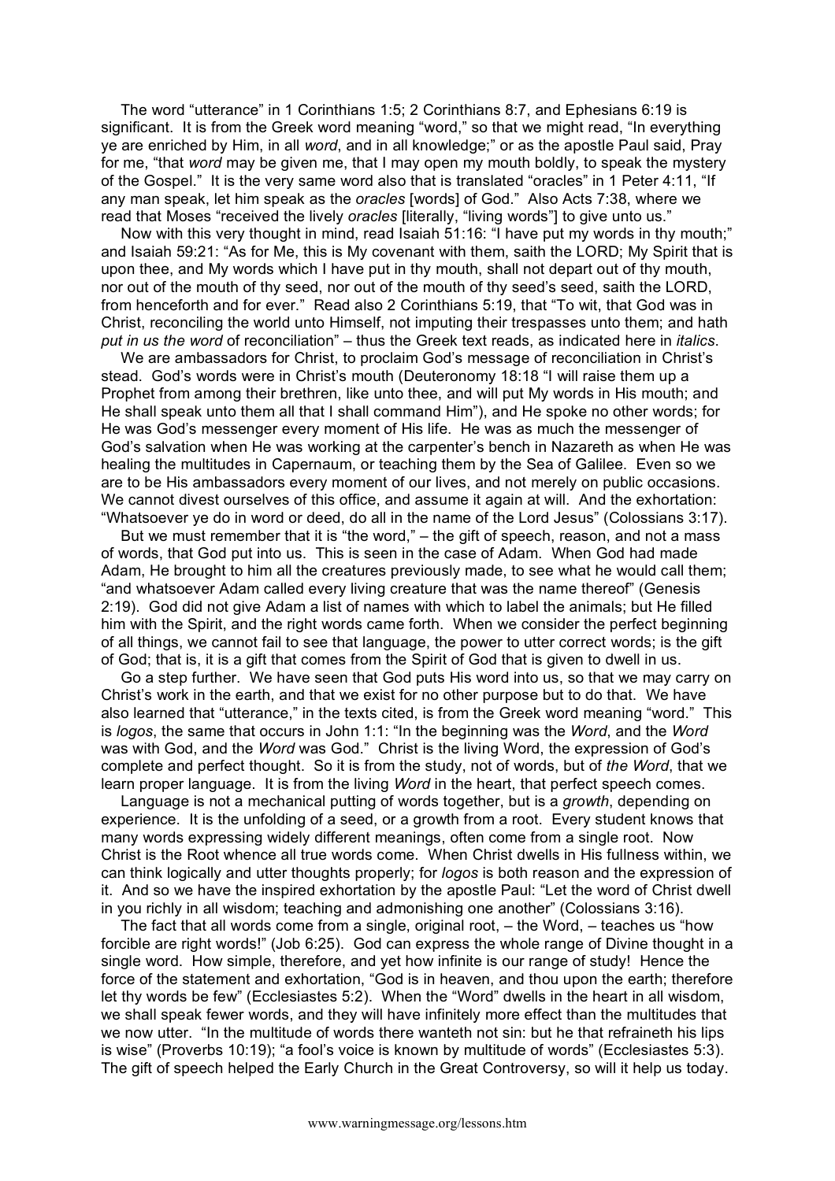The word "utterance" in 1 Corinthians 1:5; 2 Corinthians 8:7, and Ephesians 6:19 is significant. It is from the Greek word meaning "word," so that we might read, "In everything ye are enriched by Him, in all *word*, and in all knowledge;" or as the apostle Paul said, Pray for me, "that *word* may be given me, that I may open my mouth boldly, to speak the mystery of the Gospel." It is the very same word also that is translated "oracles" in 1 Peter 4:11, "If any man speak, let him speak as the *oracles* [words] of God." Also Acts 7:38, where we read that Moses "received the lively *oracles* [literally, "living words"] to give unto us."

Now with this very thought in mind, read Isaiah 51:16: "I have put my words in thy mouth;" and Isaiah 59:21: "As for Me, this is My covenant with them, saith the LORD; My Spirit that is upon thee, and My words which I have put in thy mouth, shall not depart out of thy mouth, nor out of the mouth of thy seed, nor out of the mouth of thy seed's seed, saith the LORD, from henceforth and for ever." Read also 2 Corinthians 5:19, that "To wit, that God was in Christ, reconciling the world unto Himself, not imputing their trespasses unto them; and hath *put in us the word* of reconciliation" – thus the Greek text reads, as indicated here in *italics*.

We are ambassadors for Christ, to proclaim God's message of reconciliation in Christ's stead. God's words were in Christ's mouth (Deuteronomy 18:18 "I will raise them up a Prophet from among their brethren, like unto thee, and will put My words in His mouth; and He shall speak unto them all that I shall command Him"), and He spoke no other words; for He was God's messenger every moment of His life. He was as much the messenger of God's salvation when He was working at the carpenter's bench in Nazareth as when He was healing the multitudes in Capernaum, or teaching them by the Sea of Galilee. Even so we are to be His ambassadors every moment of our lives, and not merely on public occasions. We cannot divest ourselves of this office, and assume it again at will. And the exhortation: "Whatsoever ye do in word or deed, do all in the name of the Lord Jesus" (Colossians 3:17).

But we must remember that it is "the word," – the gift of speech, reason, and not a mass of words, that God put into us. This is seen in the case of Adam. When God had made Adam, He brought to him all the creatures previously made, to see what he would call them; "and whatsoever Adam called every living creature that was the name thereof" (Genesis 2:19). God did not give Adam a list of names with which to label the animals; but He filled him with the Spirit, and the right words came forth. When we consider the perfect beginning of all things, we cannot fail to see that language, the power to utter correct words; is the gift of God; that is, it is a gift that comes from the Spirit of God that is given to dwell in us.

Go a step further. We have seen that God puts His word into us, so that we may carry on Christ's work in the earth, and that we exist for no other purpose but to do that. We have also learned that "utterance," in the texts cited, is from the Greek word meaning "word." This is *logos*, the same that occurs in John 1:1: "In the beginning was the *Word*, and the *Word* was with God, and the *Word* was God." Christ is the living Word, the expression of God's complete and perfect thought. So it is from the study, not of words, but of *the Word*, that we learn proper language. It is from the living *Word* in the heart, that perfect speech comes.

Language is not a mechanical putting of words together, but is a *growth*, depending on experience. It is the unfolding of a seed, or a growth from a root. Every student knows that many words expressing widely different meanings, often come from a single root. Now Christ is the Root whence all true words come. When Christ dwells in His fullness within, we can think logically and utter thoughts properly; for *logos* is both reason and the expression of it. And so we have the inspired exhortation by the apostle Paul: "Let the word of Christ dwell in you richly in all wisdom; teaching and admonishing one another" (Colossians 3:16).

The fact that all words come from a single, original root, – the Word, – teaches us "how forcible are right words!" (Job 6:25). God can express the whole range of Divine thought in a single word. How simple, therefore, and yet how infinite is our range of study! Hence the force of the statement and exhortation, "God is in heaven, and thou upon the earth; therefore let thy words be few" (Ecclesiastes 5:2). When the "Word" dwells in the heart in all wisdom, we shall speak fewer words, and they will have infinitely more effect than the multitudes that we now utter. "In the multitude of words there wanteth not sin: but he that refraineth his lips is wise" (Proverbs 10:19); "a fool's voice is known by multitude of words" (Ecclesiastes 5:3). The gift of speech helped the Early Church in the Great Controversy, so will it help us today.

www.warningmessage.org/lessons.htm